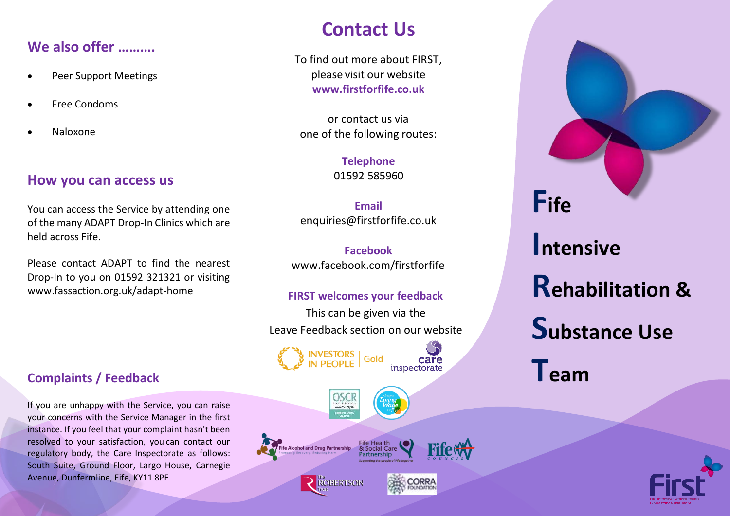## We also offer ……….

- Peer Support Meetings
- Free Condoms
- Naloxone

## How you can access us

You can access the Service by attending one of the many ADAPT Drop-In Clinics which are held across Fife.

Please contact ADAPT to find the nearest Drop-In to you on 01592 321321 or visiting www.fassaction.org.uk/adapt-home

## Complaints / Feedback

If you are unhappy with the Service, you can raise your concerns with the Service Manager in the first instance. If you feel that your complaint hasn't been resolved to your satisfaction, you can contact our regulatory body, the Care Inspectorate as follows: South Suite, Ground Floor, Largo House, Carnegie Avenue, Dunfermline, Fife, KY11 8PE

# Contact Us

To find out more about FIRST, please visit our website
**www.firstforfife.co.uk**

or contact us via one of the following routes:

**Telephone**
01592 585960

**Email**
enquiries@firstforfife.co.uk

**Facebook**
www.facebook.com/firstforfife

**FIRST welcomes your feedback**
This can be given via the Leave Feedback section on our website

# Fife Intensive Rehabilitation & Substance Use Team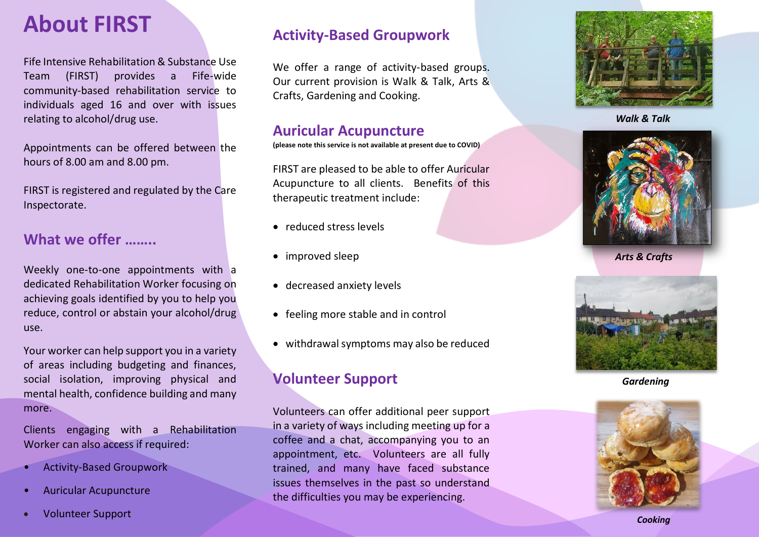# About FIRST

Fife Intensive Rehabilitation & Substance Use Team (FIRST) provides a Fife-wide community-based rehabilitation service to individuals aged 16 and over with issues relating to alcohol/drug use.

Appointments can be offered between the hours of 8.00 am and 8.00 pm.

FIRST is registered and regulated by the Care Inspectorate.

## What we offer ……..

Weekly one-to-one appointments with a dedicated Rehabilitation Worker focusing on achieving goals identified by you to help you reduce, control or abstain your alcohol/drug use.

Your worker can help support you in a variety of areas including budgeting and finances, social isolation, improving physical and mental health, confidence building and many more.

Clients engaging with a Rehabilitation Worker can also access if required:

- Activity-Based Groupwork
- Auricular Acupuncture
- Volunteer Support

## Activity-Based Groupwork

We offer a range of activity-based groups. Our current provision is Walk & Talk, Arts & Crafts, Gardening and Cooking.

## Auricular Acupuncture

**(please note this service is not available at present due to COVID)**

FIRST are pleased to be able to offer Auricular Acupuncture to all clients. Benefits of this therapeutic treatment include:

- reduced stress levels
- improved sleep
- decreased anxiety levels
- feeling more stable and in control
- withdrawal symptoms may also be reduced

## Volunteer Support

Volunteers can offer additional peer support in a variety of ways including meeting up for a coffee and a chat, accompanying you to an appointment, etc. Volunteers are all fully trained, and many have faced substance issues themselves in the past so understand the difficulties you may be experiencing.

***Walk & Talk***

***Arts & Crafts***

***Gardening***

***Cooking***